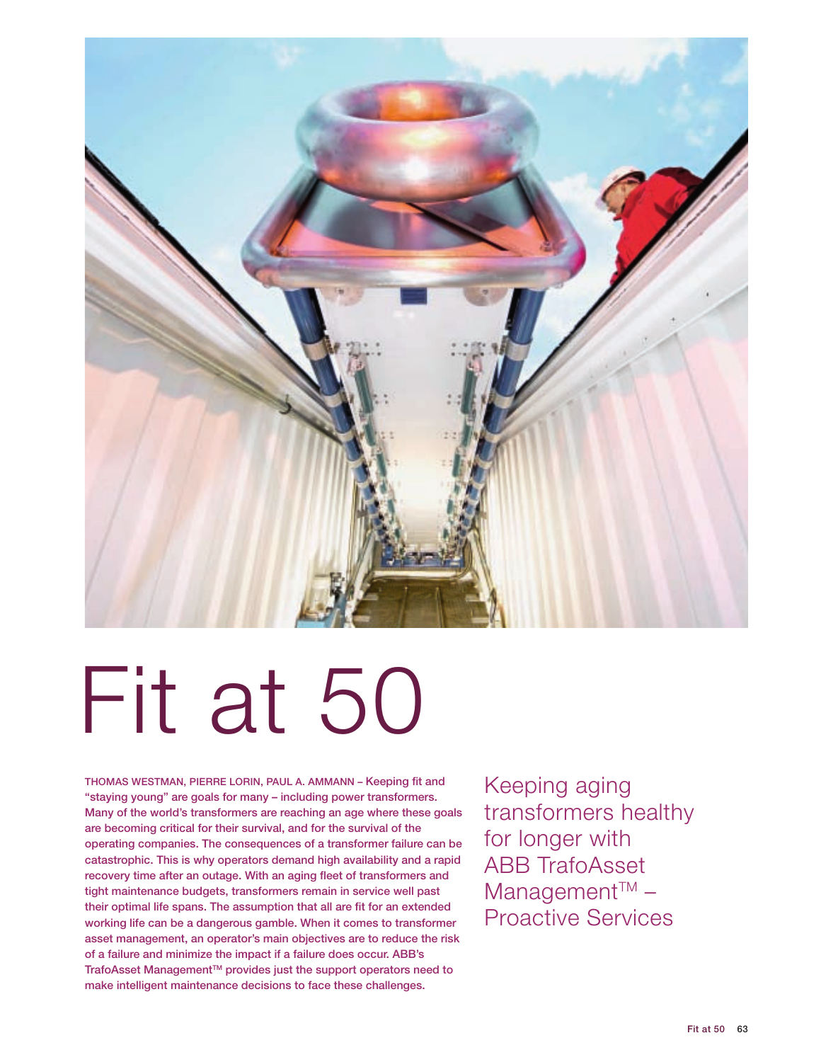# Fit at 50

## Keeping aging transformers healthy for longer with ABB TrafoAsset Management™ – Proactive Services

**THOMAS WESTMAN, PIERRE LORIN, PAUL A. AMMANN – Keeping fit and "staying young" are goals for many – including power transformers. Many of the world's transformers are reaching an age where these goals are becoming critical for their survival, and for the survival of the operating companies. The consequences of a transformer failure can be catastrophic. This is why operators demand high availability and a rapid recovery time after an outage. With an aging fleet of transformers and tight maintenance budgets, transformers remain in service well past their optimal life spans. The assumption that all are fit for an extended working life can be a dangerous gamble. When it comes to transformer asset management, an operator's main objectives are to reduce the risk of a failure and minimize the impact if a failure does occur. ABB's TrafoAsset Management™ provides just the support operators need to make intelligent maintenance decisions to face these challenges.**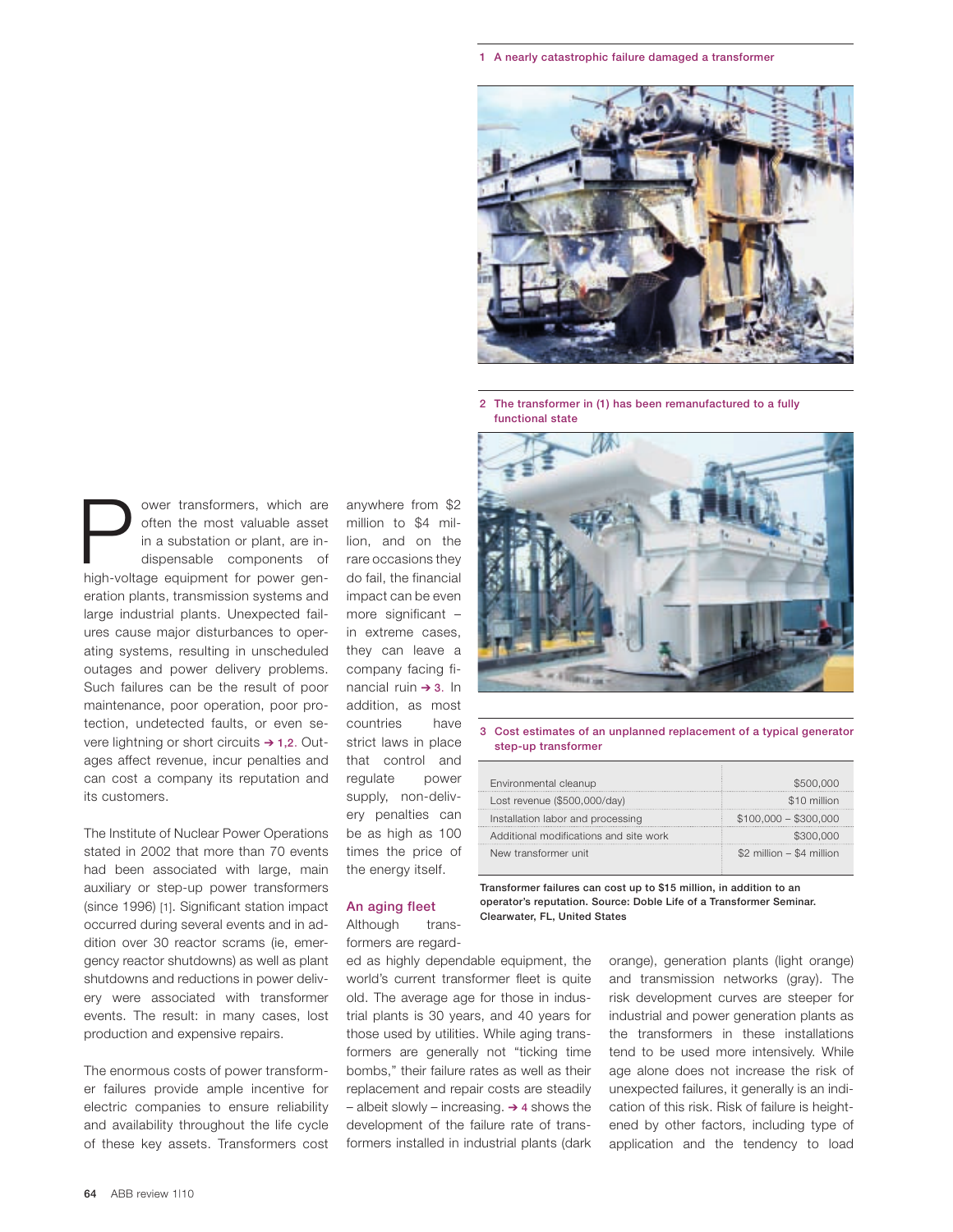Power transformers, which are often the most valuable asset in a substation or plant, are indispensable components of high-voltage equipment for power generation plants, transmission systems and large industrial plants. Unexpected failures cause major disturbances to operating systems, resulting in unscheduled outages and power delivery problems. Such failures can be the result of poor maintenance, poor operation, poor protection, undetected faults, or even severe lightning or short circuits ➔ 1,2. Outages affect revenue, incur penalties and can cost a company its reputation and its customers.

The Institute of Nuclear Power Operations stated in 2002 that more than 70 events had been associated with large, main auxiliary or step-up power transformers (since 1996) [1]. Significant station impact occurred during several events and in addition over 30 reactor scrams (ie, emergency reactor shutdowns) as well as plant shutdowns and reductions in power delivery were associated with transformer events. The result: in many cases, lost production and expensive repairs.

The enormous costs of power transformer failures provide ample incentive for electric companies to ensure reliability and availability throughout the life cycle of these key assets. Transformers cost anywhere from $2 million to $4 million, and on the rare occasions they do fail, the financial impact can be even more significant – in extreme cases, they can leave a company facing financial ruin ➔ 3. In addition, as most countries have strict laws in place that control and regulate power supply, non-delivery penalties can be as high as 100 times the price of the energy itself.

## An aging fleet

Although transformers are regarded as highly dependable equipment, the world's current transformer fleet is quite old. The average age for those in industrial plants is 30 years, and 40 years for those used by utilities. While aging transformers are generally not "ticking time bombs," their failure rates as well as their replacement and repair costs are steadily – albeit slowly – increasing. ➔ 4 shows the development of the failure rate of transformers installed in industrial plants (dark orange), generation plants (light orange) and transmission networks (gray). The risk development curves are steeper for industrial and power generation plants as the transformers in these installations tend to be used more intensively. While age alone does not increase the risk of unexpected failures, it generally is an indication of this risk. Risk of failure is heightened by other factors, including type of application and the tendency to load

1 A nearly catastrophic failure damaged a transformer

2 The transformer in (1) has been remanufactured to a fully functional state

3 Cost estimates of an unplanned replacement of a typical generator step-up transformer

| | |
|---|---|
| Environmental cleanup | $500,000 |
| Lost revenue ($500,000/day) | $10 million |
| Installation labor and processing | $100,000 – $300,000 |
| Additional modifications and site work | $300,000 |
| New transformer unit | $2 million – $4 million |

Transformer failures can cost up to $15 million, in addition to an operator's reputation. Source: Doble Life of a Transformer Seminar. Clearwater, FL, United States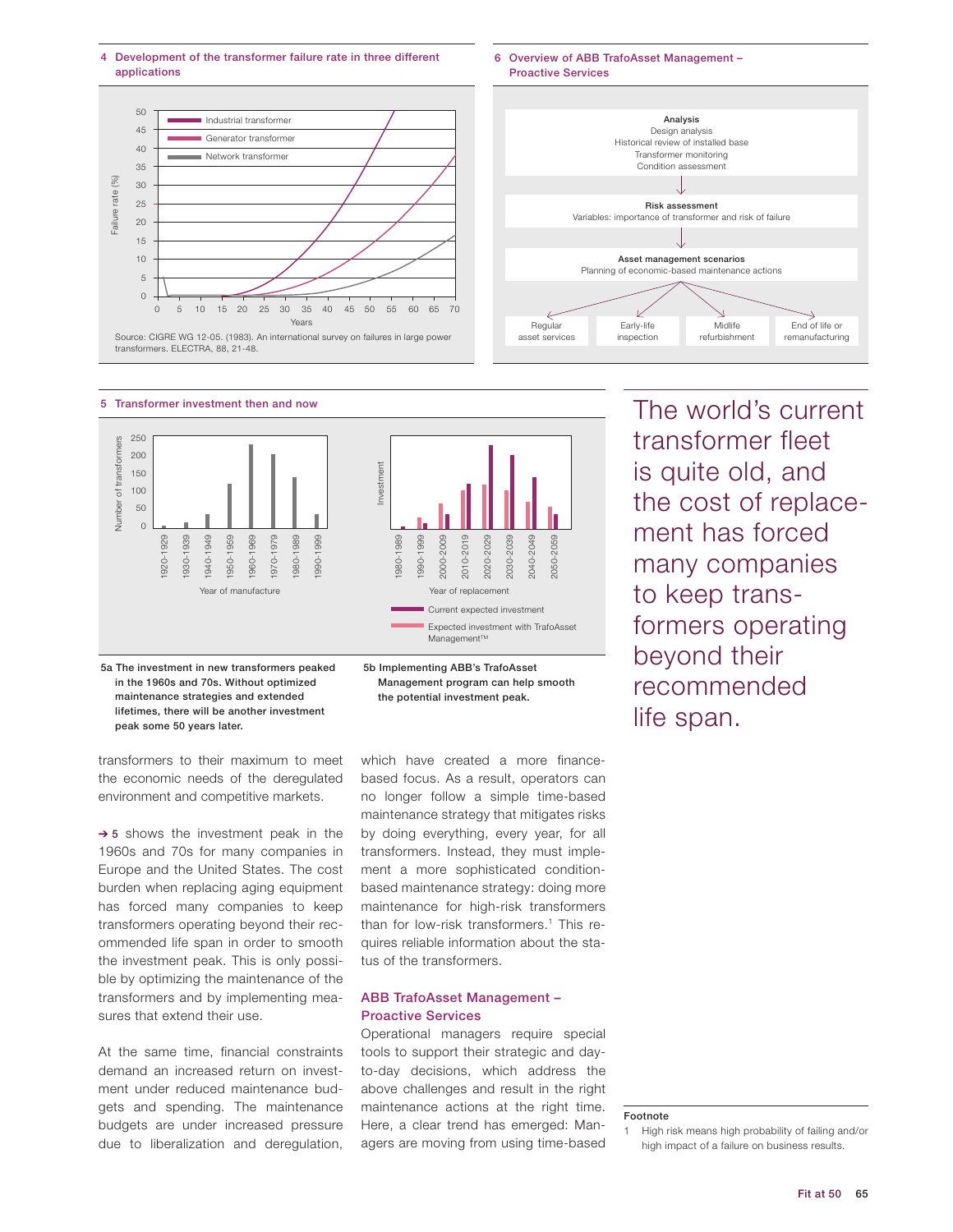## 4 Development of the transformer failure rate in three different applications

Source: CIGRE WG 12-05. (1983). An international survey on failures in large power transformers. ELECTRA, 88, 21-48.

## 6 Overview of ABB TrafoAsset Management – Proactive Services

**Analysis**
Design analysis
Historical review of installed base
Transformer monitoring
Condition assessment

**Risk assessment**
Variables: importance of transformer and risk of failure

**Asset management scenarios**
Planning of economic-based maintenance actions

Regular asset services | Early-life inspection | Midlife refurbishment | End of life or remanufacturing

## 5 Transformer investment then and now

**5a** The investment in new transformers peaked in the 1960s and 70s. Without optimized maintenance strategies and extended lifetimes, there will be another investment peak some 50 years later.

**5b** Implementing ABB's TrafoAsset Management program can help smooth the potential investment peak.

transformers to their maximum to meet the economic needs of the deregulated environment and competitive markets.

→ 5 shows the investment peak in the 1960s and 70s for many companies in Europe and the United States. The cost burden when replacing aging equipment has forced many companies to keep transformers operating beyond their recommended life span in order to smooth the investment peak. This is only possible by optimizing the maintenance of the transformers and by implementing measures that extend their use.

At the same time, financial constraints demand an increased return on investment under reduced maintenance budgets and spending. The maintenance budgets are under increased pressure due to liberalization and deregulation, which have created a more finance-based focus. As a result, operators can no longer follow a simple time-based maintenance strategy that mitigates risks by doing everything, every year, for all transformers. Instead, they must implement a more sophisticated condition-based maintenance strategy: doing more maintenance for high-risk transformers than for low-risk transformers.[1] This requires reliable information about the status of the transformers.

### ABB TrafoAsset Management – Proactive Services

Operational managers require special tools to support their strategic and day-to-day decisions, which address the above challenges and result in the right maintenance actions at the right time. Here, a clear trend has emerged: Managers are moving from using time-based

> The world's current transformer fleet is quite old, and the cost of replacement has forced many companies to keep transformers operating beyond their recommended life span.

**Footnote**

1 High risk means high probability of failing and/or high impact of a failure on business results.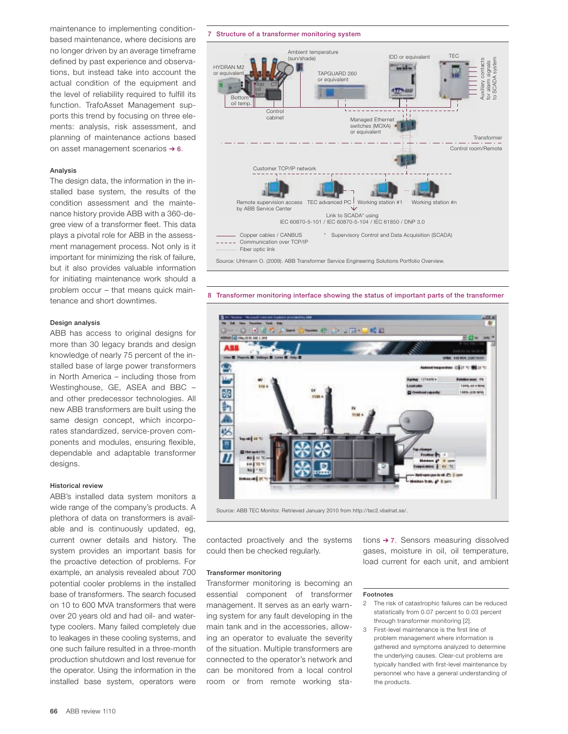maintenance to implementing condition-based maintenance, where decisions are no longer driven by an average timeframe defined by past experience and observations, but instead take into account the actual condition of the equipment and the level of reliability required to fulfill its function. TrafoAsset Management supports this trend by focusing on three elements: analysis, risk assessment, and planning of maintenance actions based on asset management scenarios → 6.

### Analysis

The design data, the information in the installed base system, the results of the condition assessment and the maintenance history provide ABB with a 360-degree view of a transformer fleet. This data plays a pivotal role for ABB in the assessment management process. Not only is it important for minimizing the risk of failure, but it also provides valuable information for initiating maintenance work should a problem occur – that means quick maintenance and short downtimes.

### Design analysis

ABB has access to original designs for more than 30 legacy brands and design knowledge of nearly 75 percent of the installed base of large power transformers in North America – including those from Westinghouse, GE, ASEA and BBC – and other predecessor technologies. All new ABB transformers are built using the same design concept, which incorporates standardized, service-proven components and modules, ensuring flexible, dependable and adaptable transformer designs.

### Historical review

ABB's installed data system monitors a wide range of the company's products. A plethora of data on transformers is available and is continuously updated, eg, current owner details and history. The system provides an important basis for the proactive detection of problems. For example, an analysis revealed about 700 potential cooler problems in the installed base of transformers. The search focused on 10 to 600 MVA transformers that were over 20 years old and had oil- and water-type coolers. Many failed completely due to leakages in these cooling systems, and one such failure resulted in a three-month production shutdown and lost revenue for the operator. Using the information in the installed base system, operators were contacted proactively and the systems could then be checked regularly.

**7 Structure of a transformer monitoring system**

HYDRAN M2 or equivalent; Ambient temperature (sun/shade); Top oil temp.; CT; Bottom oil temp.; Control cabinet; TAPGUARD 260 or equivalent; IDD or equivalent; TEC; Auxiliary contacts for alarm signals to SCADA system; Managed Ethernet switches (MOXA) or equivalent; Transformer; Control room/Remote; Customer TCP/IP network; Remote supervision access by ABB Service Center; TEC advanced PC; Working station #1; Working station #n; Link to SCADA* using IEC 60870-5-101 / IEC 60870-5-104 / IEC 61850 / DNP 3.0

Copper cables / CANBUS; Communication over TCP/IP; Fiber optic link

\* Supervisory Control and Data Acquisition (SCADA)

Source: Uhlmann O. (2009). ABB Transformer Service Engineering Solutions Portfolio Overview.

**8 Transformer monitoring interface showing the status of important parts of the transformer**

Source: ABB TEC Monitor. Retrieved January 2010 from http://tec2.vbelnat.se/.

### Transformer monitoring

Transformer monitoring is becoming an essential component of transformer management. It serves as an early warning system for any fault developing in the main tank and in the accessories, allowing an operator to evaluate the severity of the situation. Multiple transformers are connected to the operator's network and can be monitored from a local control room or from remote working stations → 7. Sensors measuring dissolved gases, moisture in oil, oil temperature, load current for each unit, and ambient

### Footnotes

2 The risk of catastrophic failures can be reduced statistically from 0.07 percent to 0.03 percent through transformer monitoring [2].

3 First-level maintenance is the first line of problem management where information is gathered and symptoms analyzed to determine the underlying causes. Clear-cut problems are typically handled with first-level maintenance by personnel who have a general understanding of the products.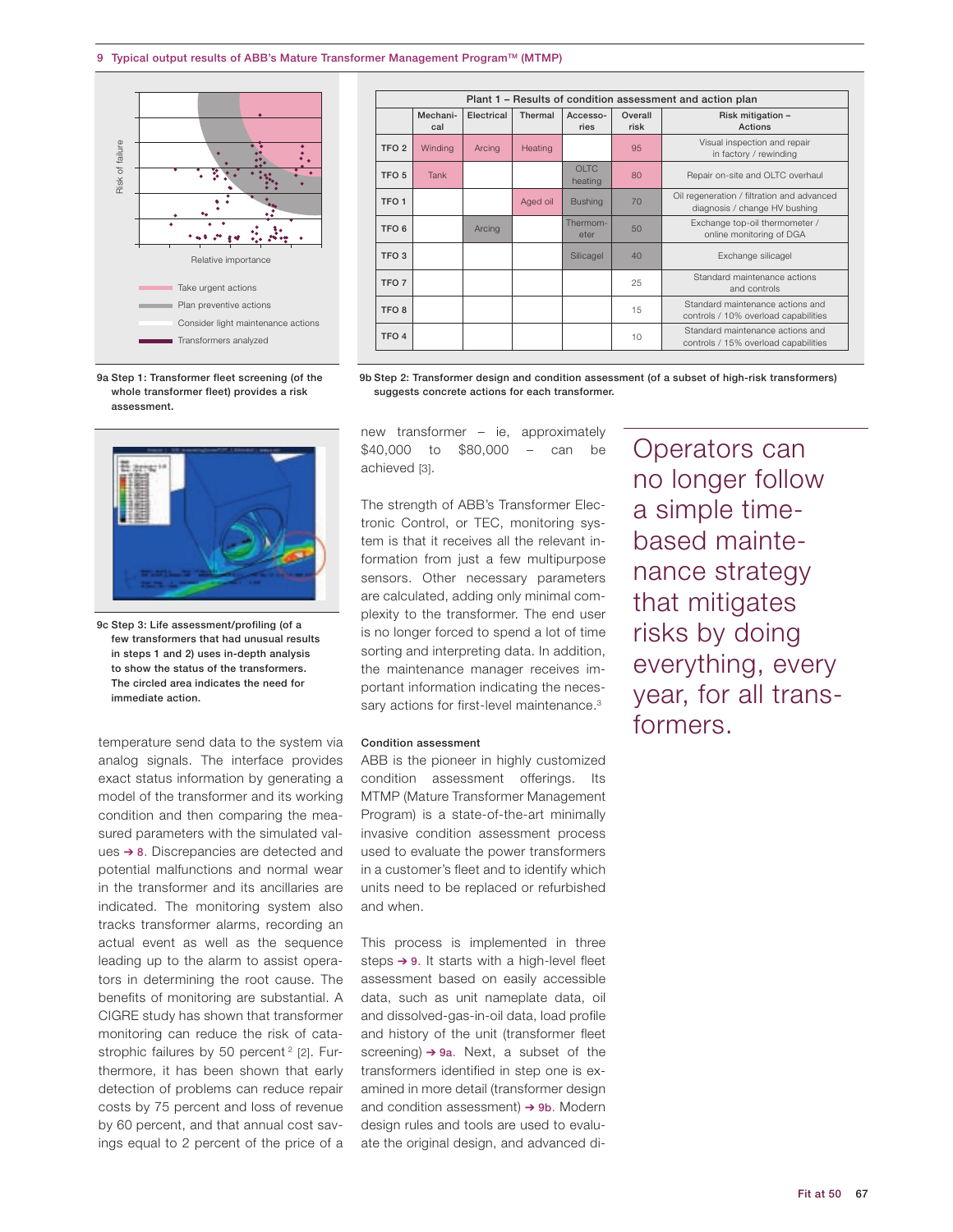9 Typical output results of ABB's Mature Transformer Management Program™ (MTMP)

Risk of failure

Relative importance

Take urgent actions
Plan preventive actions
Consider light maintenance actions
Transformers analyzed

9a Step 1: Transformer fleet screening (of the whole transformer fleet) provides a risk assessment.

| Plant 1 – Results of condition assessment and action plan | | | | | | |
|---|---|---|---|---|---|---|
| | Mechanical | Electrical | Thermal | Accessories | Overall risk | Risk mitigation – Actions |
| TFO 2 | Winding | Arcing | Heating | | 95 | Visual inspection and repair in factory / rewinding |
| TFO 5 | Tank | | | OLTC heating | 80 | Repair on-site and OLTC overhaul |
| TFO 1 | | | Aged oil | Bushing | 70 | Oil regeneration / filtration and advanced diagnosis / change HV bushing |
| TFO 6 | | Arcing | | Thermometer | 50 | Exchange top-oil thermometer / online monitoring of DGA |
| TFO 3 | | | | Silicagel | 40 | Exchange silicagel |
| TFO 7 | | | | | 25 | Standard maintenance actions and controls |
| TFO 8 | | | | | 15 | Standard maintenance actions and controls / 10% overload capabilities |
| TFO 4 | | | | | 10 | Standard maintenance actions and controls / 15% overload capabilities |

9b Step 2: Transformer design and condition assessment (of a subset of high-risk transformers) suggests concrete actions for each transformer.

9c Step 3: Life assessment/profiling (of a few transformers that had unusual results in steps 1 and 2) uses in-depth analysis to show the status of the transformers. The circled area indicates the need for immediate action.

temperature send data to the system via analog signals. The interface provides exact status information by generating a model of the transformer and its working condition and then comparing the measured parameters with the simulated values ➔ 8. Discrepancies are detected and potential malfunctions and normal wear in the transformer and its ancillaries are indicated. The monitoring system also tracks transformer alarms, recording an actual event as well as the sequence leading up to the alarm to assist operators in determining the root cause. The benefits of monitoring are substantial. A CIGRE study has shown that transformer monitoring can reduce the risk of catastrophic failures by 50 percent[2] [2]. Furthermore, it has been shown that early detection of problems can reduce repair costs by 75 percent and loss of revenue by 60 percent, and that annual cost savings equal to 2 percent of the price of a new transformer – ie, approximately $40,000 to $80,000 – can be achieved [3].

The strength of ABB's Transformer Electronic Control, or TEC, monitoring system is that it receives all the relevant information from just a few multipurpose sensors. Other necessary parameters are calculated, adding only minimal complexity to the transformer. The end user is no longer forced to spend a lot of time sorting and interpreting data. In addition, the maintenance manager receives important information indicating the necessary actions for first-level maintenance.[3]

### Condition assessment

ABB is the pioneer in highly customized condition assessment offerings. Its MTMP (Mature Transformer Management Program) is a state-of-the-art minimally invasive condition assessment process used to evaluate the power transformers in a customer's fleet and to identify which units need to be replaced or refurbished and when.

This process is implemented in three steps ➔ 9. It starts with a high-level fleet assessment based on easily accessible data, such as unit nameplate data, oil and dissolved-gas-in-oil data, load profile and history of the unit (transformer fleet screening) ➔ 9a. Next, a subset of the transformers identified in step one is examined in more detail (transformer design and condition assessment) ➔ 9b. Modern design rules and tools are used to evaluate the original design, and advanced di-

Operators can no longer follow a simple time-based maintenance strategy that mitigates risks by doing everything, every year, for all transformers.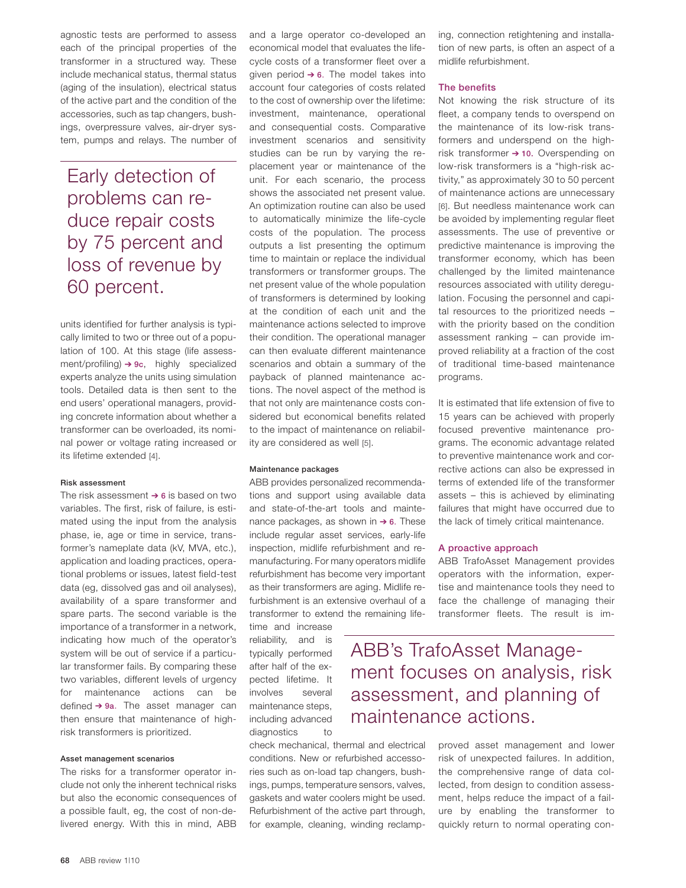agnostic tests are performed to assess each of the principal properties of the transformer in a structured way. These include mechanical status, thermal status (aging of the insulation), electrical status of the active part and the condition of the accessories, such as tap changers, bushings, overpressure valves, air-dryer system, pumps and relays. The number of units identified for further analysis is typically limited to two or three out of a population of 100. At this stage (life assessment/profiling) ➔ 9c, highly specialized experts analyze the units using simulation tools. Detailed data is then sent to the end users' operational managers, providing concrete information about whether a transformer can be overloaded, its nominal power or voltage rating increased or its lifetime extended [4].

Early detection of problems can reduce repair costs by 75 percent and loss of revenue by 60 percent.

#### Risk assessment

The risk assessment ➔ 6 is based on two variables. The first, risk of failure, is estimated using the input from the analysis phase, ie, age or time in service, transformer's nameplate data (kV, MVA, etc.), application and loading practices, operational problems or issues, latest field-test data (eg, dissolved gas and oil analyses), availability of a spare transformer and spare parts. The second variable is the importance of a transformer in a network, indicating how much of the operator's system will be out of service if a particular transformer fails. By comparing these two variables, different levels of urgency for maintenance actions can be defined ➔ 9a. The asset manager can then ensure that maintenance of high-risk transformers is prioritized.

#### Asset management scenarios

The risks for a transformer operator include not only the inherent technical risks but also the economic consequences of a possible fault, eg, the cost of non-delivered energy. With this in mind, ABB and a large operator co-developed an economical model that evaluates the lifecycle costs of a transformer fleet over a given period ➔ 6. The model takes into account four categories of costs related to the cost of ownership over the lifetime: investment, maintenance, operational and consequential costs. Comparative investment scenarios and sensitivity studies can be run by varying the replacement year or maintenance of the unit. For each scenario, the process shows the associated net present value. An optimization routine can also be used to automatically minimize the life-cycle costs of the population. The process outputs a list presenting the optimum time to maintain or replace the individual transformers or transformer groups. The net present value of the whole population of transformers is determined by looking at the condition of each unit and the maintenance actions selected to improve their condition. The operational manager can then evaluate different maintenance scenarios and obtain a summary of the payback of planned maintenance actions. The novel aspect of the method is that not only are maintenance costs considered but economical benefits related to the impact of maintenance on reliability are considered as well [5].

#### Maintenance packages

ABB provides personalized recommendations and support using available data and state-of-the-art tools and maintenance packages, as shown in ➔ 6. These include regular asset services, early-life inspection, midlife refurbishment and remanufacturing. For many operators midlife refurbishment has become very important as their transformers are aging. Midlife refurbishment is an extensive overhaul of a transformer to extend the remaining lifetime and increase reliability, and is typically performed after half of the expected lifetime. It involves several maintenance steps, including advanced diagnostics to check mechanical, thermal and electrical conditions. New or refurbished accessories such as on-load tap changers, bushings, pumps, temperature sensors, valves, gaskets and water coolers might be used. Refurbishment of the active part through, for example, cleaning, winding reclamping, connection retightening and installation of new parts, is often an aspect of a midlife refurbishment.

### The benefits

Not knowing the risk structure of its fleet, a company tends to overspend on the maintenance of its low-risk transformers and underspend on the high-risk transformer ➔ 10. Overspending on low-risk transformers is a "high-risk activity," as approximately 30 to 50 percent of maintenance actions are unnecessary [6]. But needless maintenance work can be avoided by implementing regular fleet assessments. The use of preventive or predictive maintenance is improving the transformer economy, which has been challenged by the limited maintenance resources associated with utility deregulation. Focusing the personnel and capital resources to the prioritized needs – with the priority based on the condition assessment ranking – can provide improved reliability at a fraction of the cost of traditional time-based maintenance programs.

It is estimated that life extension of five to 15 years can be achieved with properly focused preventive maintenance programs. The economic advantage related to preventive maintenance work and corrective actions can also be expressed in terms of extended life of the transformer assets – this is achieved by eliminating failures that might have occurred due to the lack of timely critical maintenance.

### A proactive approach

ABB TrafoAsset Management provides operators with the information, expertise and maintenance tools they need to face the challenge of managing their transformer fleets. The result is improved asset management and lower risk of unexpected failures. In addition, the comprehensive range of data collected, from design to condition assessment, helps reduce the impact of a failure by enabling the transformer to quickly return to normal operating con-

ABB's TrafoAsset Management focuses on analysis, risk assessment, and planning of maintenance actions.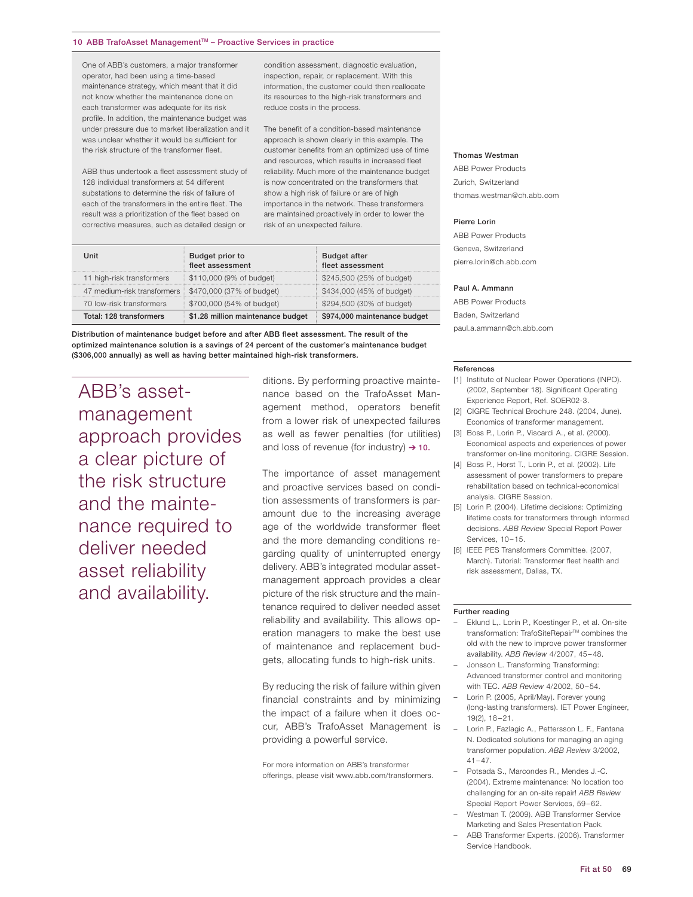## 10 ABB TrafoAsset Management™ – Proactive Services in practice

One of ABB's customers, a major transformer operator, had been using a time-based maintenance strategy, which meant that it did not know whether the maintenance done on each transformer was adequate for its risk profile. In addition, the maintenance budget was under pressure due to market liberalization and it was unclear whether it would be sufficient for the risk structure of the transformer fleet.

ABB thus undertook a fleet assessment study of 128 individual transformers at 54 different substations to determine the risk of failure of each of the transformers in the entire fleet. The result was a prioritization of the fleet based on corrective measures, such as detailed design or condition assessment, diagnostic evaluation, inspection, repair, or replacement. With this information, the customer could then reallocate its resources to the high-risk transformers and reduce costs in the process.

The benefit of a condition-based maintenance approach is shown clearly in this example. The customer benefits from an optimized use of time and resources, which results in increased fleet reliability. Much more of the maintenance budget is now concentrated on the transformers that show a high risk of failure or are of high importance in the network. These transformers are maintained proactively in order to lower the risk of an unexpected failure.

| Unit | Budget prior to fleet assessment | Budget after fleet assessment |
|---|---|---|
| 11 high-risk transformers | $110,000 (9% of budget) | $245,500 (25% of budget) |
| 47 medium-risk transformers | $470,000 (37% of budget) | $434,000 (45% of budget) |
| 70 low-risk transformers | $700,000 (54% of budget) | $294,500 (30% of budget) |
| **Total: 128 transformers** | **$1.28 million maintenance budget** | **$974,000 maintenance budget** |

**Distribution of maintenance budget before and after ABB fleet assessment. The result of the optimized maintenance solution is a savings of 24 percent of the customer's maintenance budget ($306,000 annually) as well as having better maintained high-risk transformers.**

> ABB's asset-management approach provides a clear picture of the risk structure and the maintenance required to deliver needed asset reliability and availability.

ditions. By performing proactive maintenance based on the TrafoAsset Management method, operators benefit from a lower risk of unexpected failures as well as fewer penalties (for utilities) and loss of revenue (for industry) → 10.

The importance of asset management and proactive services based on condition assessments of transformers is paramount due to the increasing average age of the worldwide transformer fleet and the more demanding conditions regarding quality of uninterrupted energy delivery. ABB's integrated modular asset-management approach provides a clear picture of the risk structure and the maintenance required to deliver needed asset reliability and availability. This allows operation managers to make the best use of maintenance and replacement budgets, allocating funds to high-risk units.

By reducing the risk of failure within given financial constraints and by minimizing the impact of a failure when it does occur, ABB's TrafoAsset Management is providing a powerful service.

For more information on ABB's transformer offerings, please visit www.abb.com/transformers.

**Thomas Westman**
ABB Power Products
Zurich, Switzerland
thomas.westman@ch.abb.com

**Pierre Lorin**
ABB Power Products
Geneva, Switzerland
pierre.lorin@ch.abb.com

**Paul A. Ammann**
ABB Power Products
Baden, Switzerland
paul.a.ammann@ch.abb.com

### References

[1] Institute of Nuclear Power Operations (INPO). (2002, September 18). Significant Operating Experience Report, Ref. SOER02-3.

[2] CIGRE Technical Brochure 248. (2004, June). Economics of transformer management.

[3] Boss P., Lorin P., Viscardi A., et al. (2000). Economical aspects and experiences of power transformer on-line monitoring. CIGRE Session.

[4] Boss P., Horst T., Lorin P., et al. (2002). Life assessment of power transformers to prepare rehabilitation based on technical-economical analysis. CIGRE Session.

[5] Lorin P. (2004). Lifetime decisions: Optimizing lifetime costs for transformers through informed decisions. *ABB Review* Special Report Power Services, 10–15.

[6] IEEE PES Transformers Committee. (2007, March). Tutorial: Transformer fleet health and risk assessment, Dallas, TX.

### Further reading

- Eklund L,. Lorin P., Koestinger P., et al. On-site transformation: TrafoSiteRepair™ combines the old with the new to improve power transformer availability. *ABB Review* 4/2007, 45–48.
- Jonsson L. Transforming Transforming: Advanced transformer control and monitoring with TEC. *ABB Review* 4/2002, 50–54.
- Lorin P. (2005, April/May). Forever young (long-lasting transformers). IET Power Engineer, 19(2), 18–21.
- Lorin P., Fazlagic A., Pettersson L. F., Fantana N. Dedicated solutions for managing an aging transformer population. *ABB Review* 3/2002, 41–47.
- Potsada S., Marcondes R., Mendes J.-C. (2004). Extreme maintenance: No location too challenging for an on-site repair! *ABB Review* Special Report Power Services, 59–62.
- Westman T. (2009). ABB Transformer Service Marketing and Sales Presentation Pack.
- ABB Transformer Experts. (2006). Transformer Service Handbook.